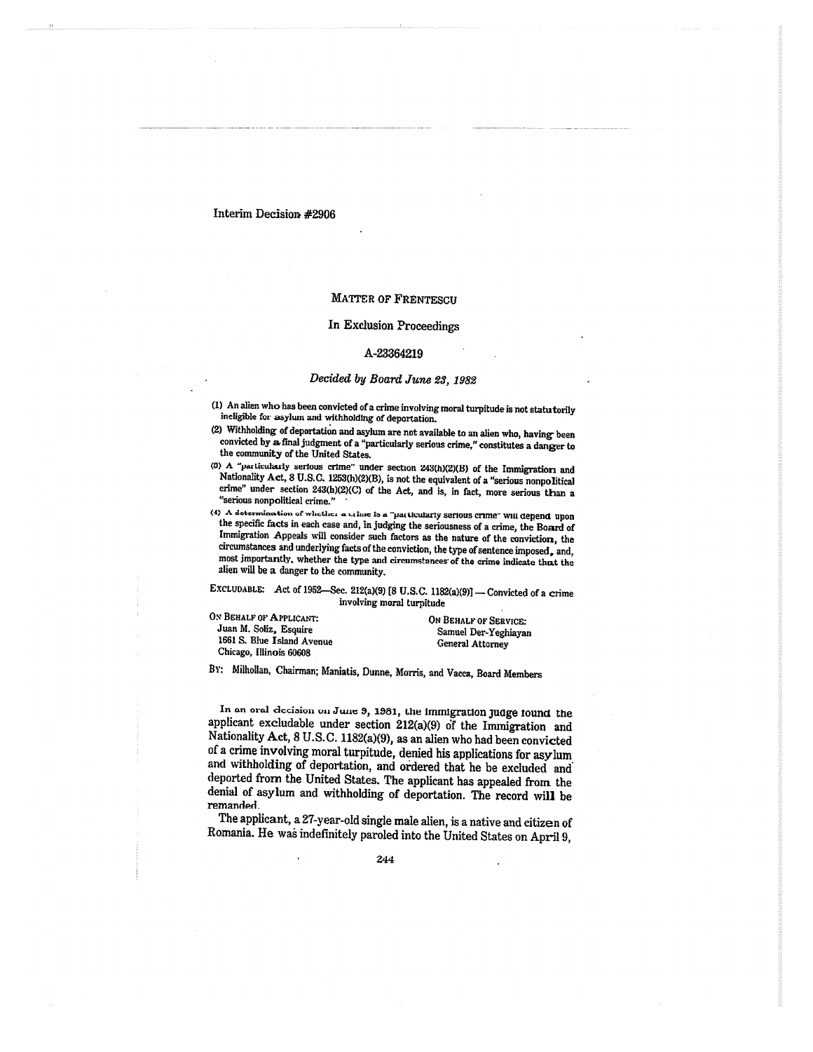Interim Decision #2906

# MATTER OF FRENTESCU

## In Exclusion Proceedings

### A-23364219

*Decided by Board June 23, 1982*

(1) An alien who has been convicted of a crime involving moral turpitude is not statutorily ineligible for asylum and withholding of deportation.

(2) Withholding of deportation and asylum are not available to an alien who, having been convicted by a final judgment of a "particularly serious crime," constitutes a danger to the community of the United States.

(3) A "particularly serious crime" under section 243(h)(2)(B) of the Immigration and Nationality Act, 8 U.S.C. 1253(h)(2)(B), is not the equivalent of a "serious nonpolitical crime" under section 243(h)(2)(C) of the Act, and is, in fact, more serious than a "serious nonpolitical crime."

(4) A determination of whether a crime is a "particularly serious crime" will depend upon the specific facts in each case and, in judging the seriousness of a crime, the Board of Immigration Appeals will consider such factors as the nature of the conviction, the circumstances and underlying facts of the conviction, the type of sentence imposed, and, most importantly, whether the type and circumstances of the crime indicate that the alien will be a danger to the community.

EXCLUDABLE: Act of 1952—Sec. 212(a)(9) [8 U.S.C. 1182(a)(9)] — Convicted of a crime involving moral turpitude

ON BEHALF OF APPLICANT:
Juan M. Soliz, Esquire
1661 S. Blue Island Avenue
Chicago, Illinois 60608

ON BEHALF OF SERVICE:
Samuel Der-Yeghiayan
General Attorney

BY: Milhollan, Chairman; Maniatis, Dunne, Morris, and Vacca, Board Members

In an oral decision on June 9, 1981, the Immigration Judge found the applicant excludable under section 212(a)(9) of the Immigration and Nationality Act, 8 U.S.C. 1182(a)(9), as an alien who had been convicted of a crime involving moral turpitude, denied his applications for asylum and withholding of deportation, and ordered that he be excluded and deported from the United States. The applicant has appealed from the denial of asylum and withholding of deportation. The record will be remanded.

The applicant, a 27-year-old single male alien, is a native and citizen of Romania. He was indefinitely paroled into the United States on April 9,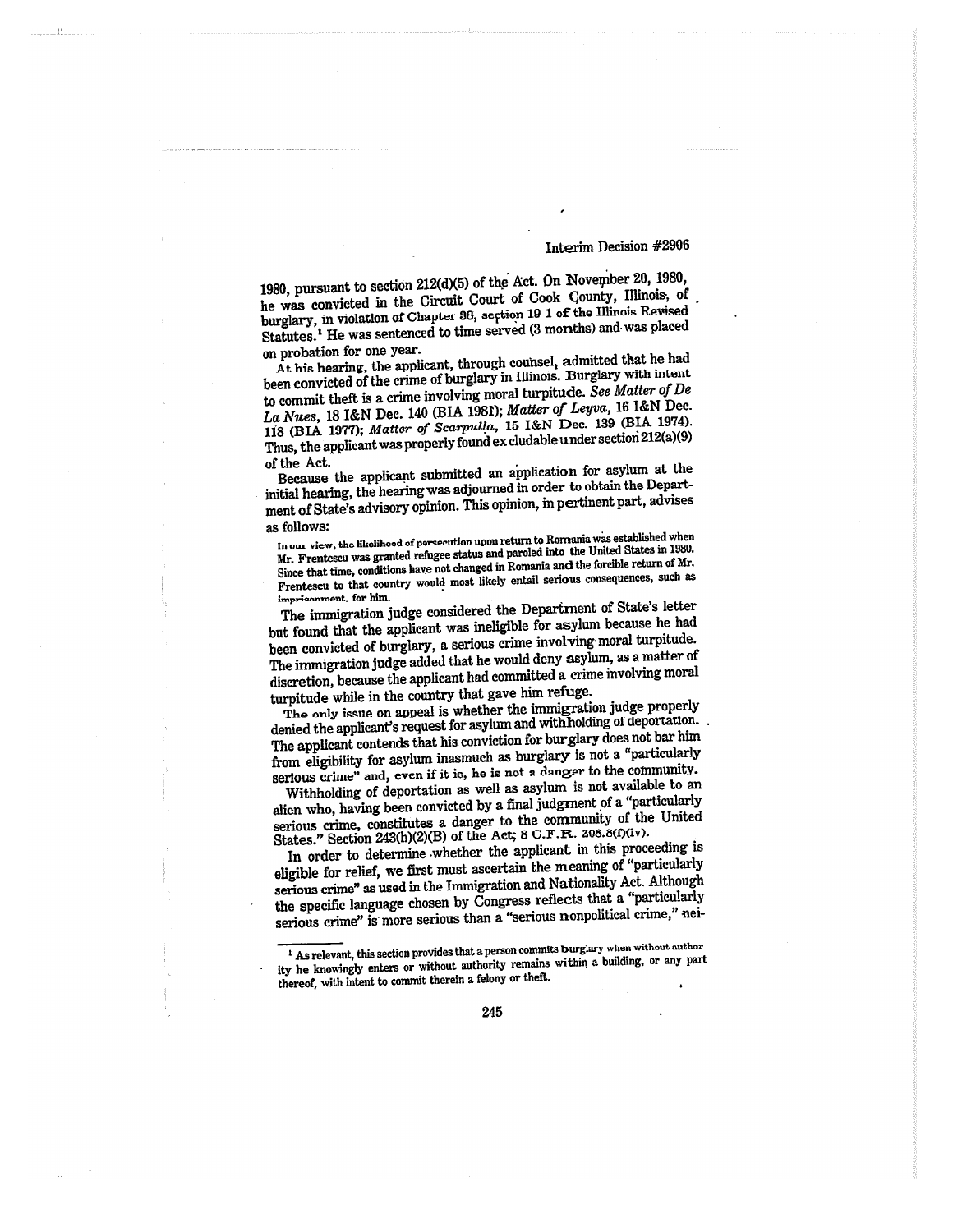1980, pursuant to section 212(d)(5) of the Act. On November 20, 1980, he was convicted in the Circuit Court of Cook County, Illinois, of burglary, in violation of Chapter 38, section 19 1 of the Illinois Revised Statutes.[1] He was sentenced to time served (3 months) and was placed on probation for one year.

At his hearing, the applicant, through counsel, admitted that he had been convicted of the crime of burglary in Illinois. Burglary with intent to commit theft is a crime involving moral turpitude. *See Matter of De La Nues*, 18 I&N Dec. 140 (BIA 1981); *Matter of Leyva*, 16 I&N Dec. 118 (BIA 1977); *Matter of Scarpulla*, 15 I&N Dec. 139 (BIA 1974). Thus, the applicant was properly found excludable under section 212(a)(9) of the Act.

Because the applicant submitted an application for asylum at the initial hearing, the hearing was adjourned in order to obtain the Department of State's advisory opinion. This opinion, in pertinent part, advises as follows:

> In our view, the likelihood of persecution upon return to Romania was established when Mr. Frentescu was granted refugee status and paroled into the United States in 1980. Since that time, conditions have not changed in Romania and the forcible return of Mr. Frentescu to that country would most likely entail serious consequences, such as imprisonment, for him.

The immigration judge considered the Department of State's letter but found that the applicant was ineligible for asylum because he had been convicted of burglary, a serious crime involving moral turpitude. The immigration judge added that he would deny asylum, as a matter of discretion, because the applicant had committed a crime involving moral turpitude while in the country that gave him refuge.

The only issue on appeal is whether the immigration judge properly denied the applicant's request for asylum and withholding of deportation. The applicant contends that his conviction for burglary does not bar him from eligibility for asylum inasmuch as burglary is not a "particularly serious crime" and, even if it is, he is not a danger to the community.

Withholding of deportation as well as asylum is not available to an alien who, having been convicted by a final judgment of a "particularly serious crime, constitutes a danger to the community of the United States." Section 243(h)(2)(B) of the Act; 8 C.F.R. 208.8(f)(iv).

In order to determine whether the applicant in this proceeding is eligible for relief, we first must ascertain the meaning of "particularly serious crime" as used in the Immigration and Nationality Act. Although the specific language chosen by Congress reflects that a "particularly serious crime" is more serious than a "serious nonpolitical crime," nei-

---

[1] As relevant, this section provides that a person commits burglary when without authority he knowingly enters or without authority remains within a building, or any part thereof, with intent to commit therein a felony or theft.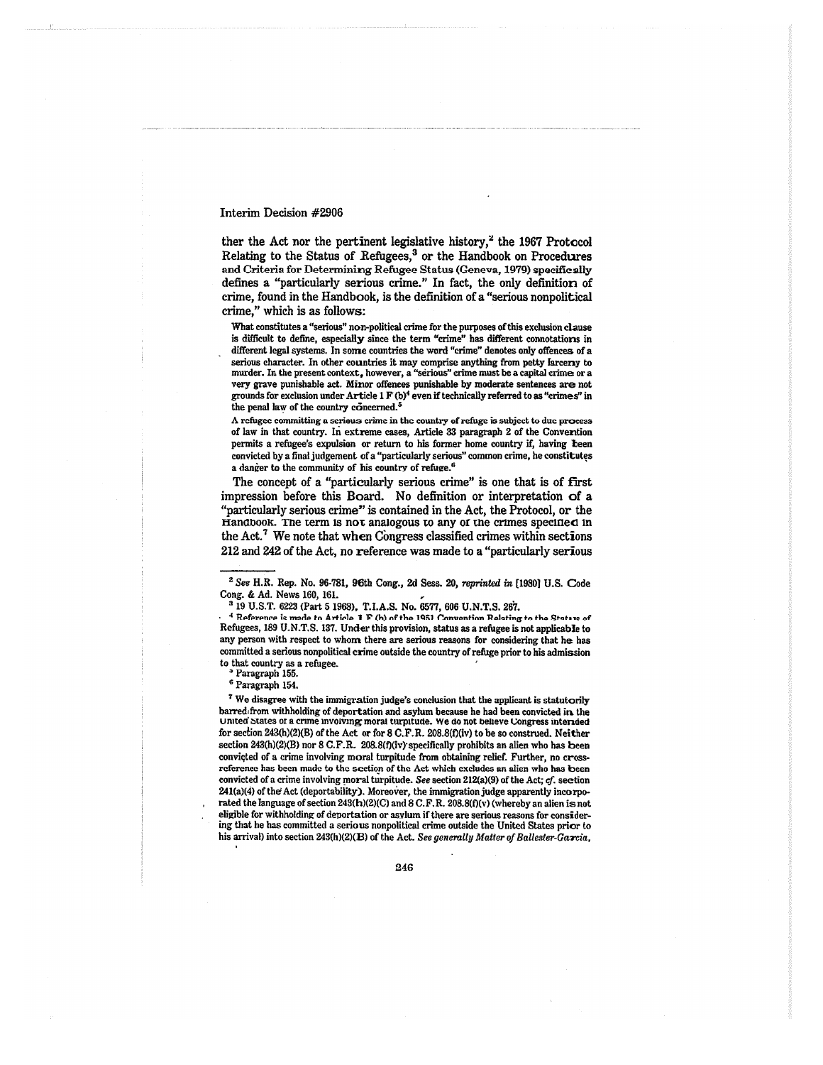ther the Act nor the pertinent legislative history,[2] the 1967 Protocol Relating to the Status of Refugees,[3] or the Handbook on Procedures and Criteria for Determining Refugee Status (Geneva, 1979) specifically defines a "particularly serious crime." In fact, the only definition of crime, found in the Handbook, is the definition of a "serious nonpolitical crime," which is as follows:

> What constitutes a "serious" non-political crime for the purposes of this exclusion clause is difficult to define, especially since the term "crime" has different connotations in different legal systems. In some countries the word "crime" denotes only offences of a serious character. In other countries it may comprise anything from petty larceny to murder. In the present context, however, a "serious" crime must be a capital crime or a very grave punishable act. Minor offences punishable by moderate sentences are not grounds for exclusion under Article 1 F (b)[4] even if technically referred to as "crimes" in the penal law of the country concerned.[5]
>
> A refugee committing a serious crime in the country of refuge is subject to due process of law in that country. In extreme cases, Article 33 paragraph 2 of the Convention permits a refugee's expulsion or return to his former home country if, having been convicted by a final judgement of a "particularly serious" common crime, he constitutes a danger to the community of his country of refuge.[6]

The concept of a "particularly serious crime" is one that is of first impression before this Board. No definition or interpretation of a "particularly serious crime" is contained in the Act, the Protocol, or the Handbook. The term is not analogous to any of the crimes specified in the Act.[7] We note that when Congress classified crimes within sections 212 and 242 of the Act, no reference was made to a "particularly serious

---

[2] *See* H.R. Rep. No. 96-781, 96th Cong., 2d Sess. 20, *reprinted in* [1980] U.S. Code Cong. & Ad. News 160, 161.

[3] 19 U.S.T. 6223 (Part 5 1968), T.I.A.S. No. 6577, 606 U.N.T.S. 267.

[4] Reference is made to Article 1 F (b) of the 1951 Convention Relating to the Status of Refugees, 189 U.N.T.S. 137. Under this provision, status as a refugee is not applicable to any person with respect to whom there are serious reasons for considering that he has committed a serious nonpolitical crime outside the country of refuge prior to his admission to that country as a refugee.

[5] Paragraph 155.

[6] Paragraph 154.

[7] We disagree with the immigration judge's conclusion that the applicant is statutorily barred from withholding of deportation and asylum because he had been convicted in the United States of a crime involving moral turpitude. We do not believe Congress intended for section 243(h)(2)(B) of the Act or for 8 C.F.R. 208.8(f)(iv) to be so construed. Neither section 243(h)(2)(B) nor 8 C.F.R. 208.8(f)(iv) specifically prohibits an alien who has been convicted of a crime involving moral turpitude from obtaining relief. Further, no cross-reference has been made to the section of the Act which excludes an alien who has been convicted of a crime involving moral turpitude. *See* section 212(a)(9) of the Act; *cf.* section 241(a)(4) of the Act (deportability). Moreover, the immigration judge apparently incorporated the language of section 243(h)(2)(C) and 8 C.F.R. 208.8(f)(v) (whereby an alien is not eligible for withholding of deportation or asylum if there are serious reasons for considering that he has committed a serious nonpolitical crime outside the United States prior to his arrival) into section 243(h)(2)(B) of the Act. *See generally Matter of Ballester-Garcia,*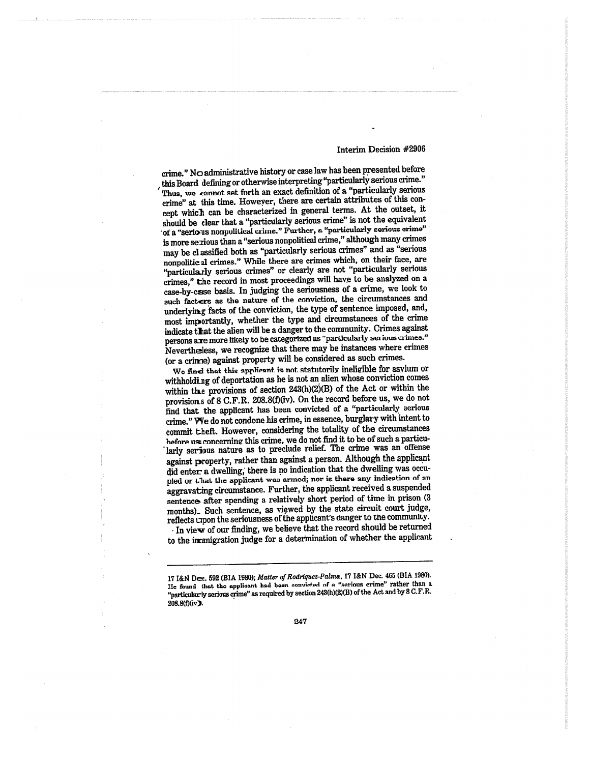crime." No administrative history or case law has been presented before this Board defining or otherwise interpreting "particularly serious crime." Thus, we cannot set forth an exact definition of a "particularly serious crime" at this time. However, there are certain attributes of this concept which can be characterized in general terms. At the outset, it should be clear that a "particularly serious crime" is not the equivalent of a "serious nonpolitical crime." Further, a "particularly serious crime" is more serious than a "serious nonpolitical crime," although many crimes may be classified both as "particularly serious crimes" and as "serious nonpolitical crimes." While there are crimes which, on their face, are "particularly serious crimes" or clearly are not "particularly serious crimes," the record in most proceedings will have to be analyzed on a case-by-case basis. In judging the seriousness of a crime, we look to such factors as the nature of the conviction, the circumstances and underlying facts of the conviction, the type of sentence imposed, and, most importantly, whether the type and circumstances of the crime indicate that the alien will be a danger to the community. Crimes against persons are more likely to be categorized as "particularly serious crimes." Nevertheless, we recognize that there may be instances where crimes (or a crime) against property will be considered as such crimes.

We find that this applicant is not statutorily ineligible for asylum or withholding of deportation as he is not an alien whose conviction comes within the provisions of section 243(h)(2)(B) of the Act or within the provisions of 8 C.F.R. 208.8(f)(iv). On the record before us, we do not find that the applicant has been convicted of a "particularly serious crime." We do not condone his crime, in essence, burglary with intent to commit theft. However, considering the totality of the circumstances before us concerning this crime, we do not find it to be of such a particularly serious nature as to preclude relief. The crime was an offense against property, rather than against a person. Although the applicant did enter a dwelling, there is no indication that the dwelling was occupied or that the applicant was armed; nor is there any indication of an aggravating circumstance. Further, the applicant received a suspended sentence after spending a relatively short period of time in prison (3 months). Such sentence, as viewed by the state circuit court judge, reflects upon the seriousness of the applicant's danger to the community.

In view of our finding, we believe that the record should be returned to the immigration judge for a determination of whether the applicant

---

17 I&N Dec. 592 (BIA 1980); *Matter of Rodriquez-Palma*, 17 I&N Dec. 465 (BIA 1980). He found that the applicant had been convicted of a "serious crime" rather than a "particularly serious crime" as required by section 243(h)(2)(B) of the Act and by 8 C.F.R. 208.8(f)(iv).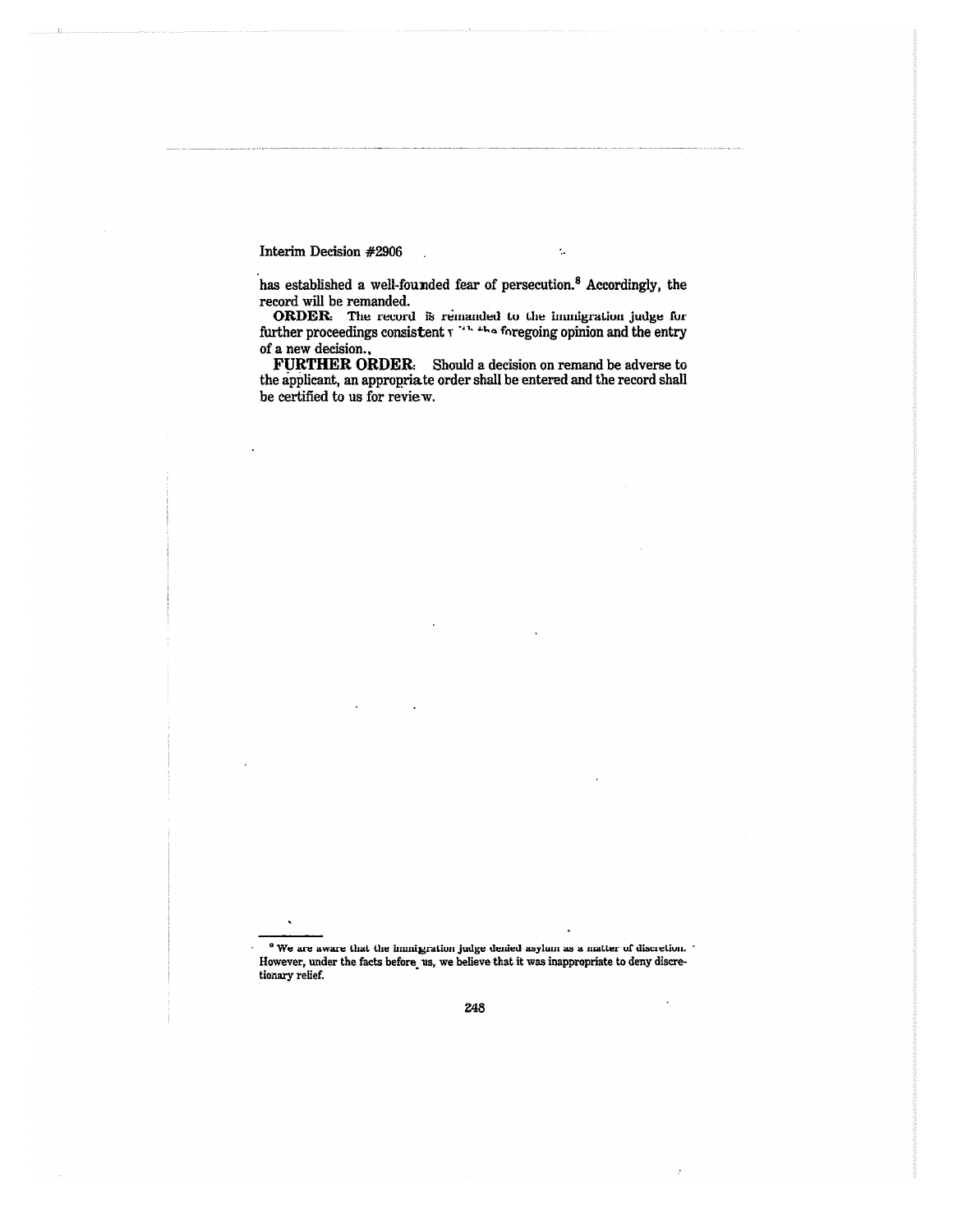has established a well-founded fear of persecution.[8] Accordingly, the record will be remanded.

**ORDER:** The record is remanded to the immigration judge for further proceedings consistent with the foregoing opinion and the entry of a new decision.

**FURTHER ORDER:** Should a decision on remand be adverse to the applicant, an appropriate order shall be entered and the record shall be certified to us for review.

---

[8] We are aware that the immigration judge denied asylum as a matter of discretion. However, under the facts before us, we believe that it was inappropriate to deny discretionary relief.